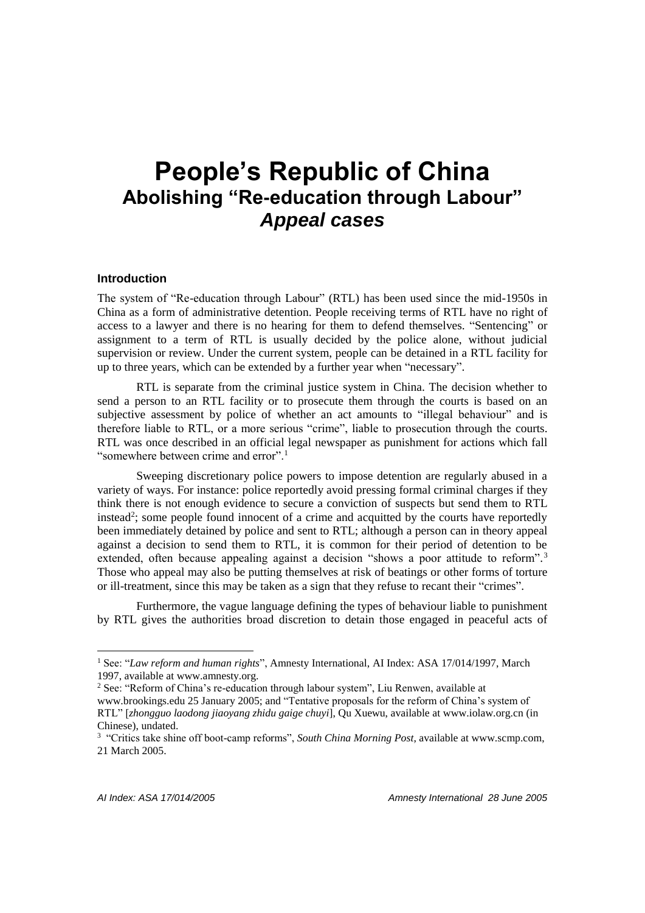# People's Republic of China
## Abolishing "Re-education through Labour"
## *Appeal cases*

### Introduction

The system of "Re-education through Labour" (RTL) has been used since the mid-1950s in China as a form of administrative detention. People receiving terms of RTL have no right of access to a lawyer and there is no hearing for them to defend themselves. "Sentencing" or assignment to a term of RTL is usually decided by the police alone, without judicial supervision or review. Under the current system, people can be detained in a RTL facility for up to three years, which can be extended by a further year when "necessary".

RTL is separate from the criminal justice system in China. The decision whether to send a person to an RTL facility or to prosecute them through the courts is based on an subjective assessment by police of whether an act amounts to "illegal behaviour" and is therefore liable to RTL, or a more serious "crime", liable to prosecution through the courts. RTL was once described in an official legal newspaper as punishment for actions which fall "somewhere between crime and error".[1]

Sweeping discretionary police powers to impose detention are regularly abused in a variety of ways. For instance: police reportedly avoid pressing formal criminal charges if they think there is not enough evidence to secure a conviction of suspects but send them to RTL instead[2]; some people found innocent of a crime and acquitted by the courts have reportedly been immediately detained by police and sent to RTL; although a person can in theory appeal against a decision to send them to RTL, it is common for their period of detention to be extended, often because appealing against a decision "shows a poor attitude to reform".[3] Those who appeal may also be putting themselves at risk of beatings or other forms of torture or ill-treatment, since this may be taken as a sign that they refuse to recant their "crimes".

Furthermore, the vague language defining the types of behaviour liable to punishment by RTL gives the authorities broad discretion to detain those engaged in peaceful acts of

---

[1] See: "*Law reform and human rights*", Amnesty International, AI Index: ASA 17/014/1997, March 1997, available at www.amnesty.org.

[2] See: "Reform of China's re-education through labour system", Liu Renwen, available at www.brookings.edu 25 January 2005; and "Tentative proposals for the reform of China's system of RTL" [*zhongguo laodong jiaoyang zhidu gaige chuyi*], Qu Xuewu, available at www.iolaw.org.cn (in Chinese), undated.

[3] "Critics take shine off boot-camp reforms", *South China Morning Post*, available at www.scmp.com, 21 March 2005.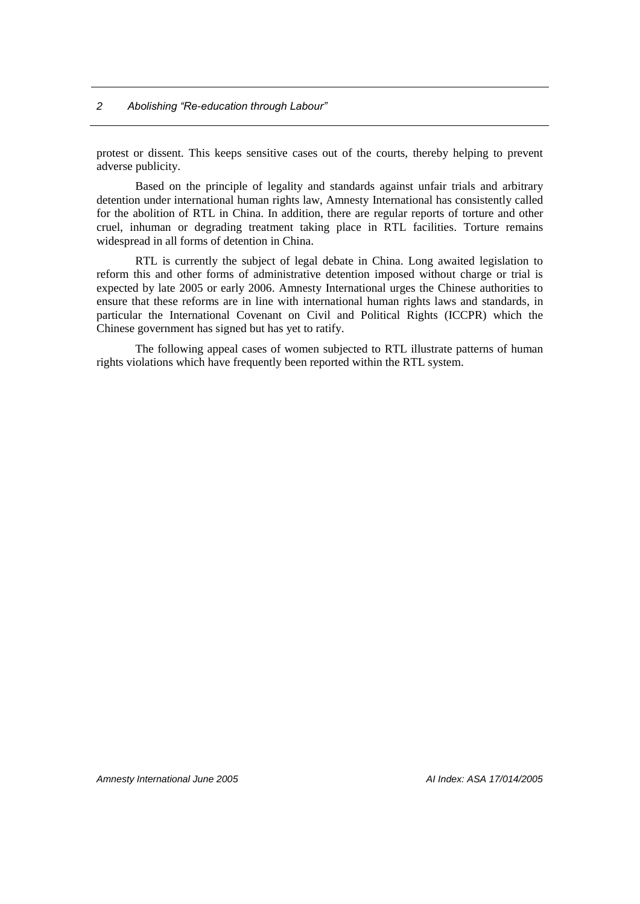protest or dissent. This keeps sensitive cases out of the courts, thereby helping to prevent adverse publicity.

Based on the principle of legality and standards against unfair trials and arbitrary detention under international human rights law, Amnesty International has consistently called for the abolition of RTL in China. In addition, there are regular reports of torture and other cruel, inhuman or degrading treatment taking place in RTL facilities. Torture remains widespread in all forms of detention in China.

RTL is currently the subject of legal debate in China. Long awaited legislation to reform this and other forms of administrative detention imposed without charge or trial is expected by late 2005 or early 2006. Amnesty International urges the Chinese authorities to ensure that these reforms are in line with international human rights laws and standards, in particular the International Covenant on Civil and Political Rights (ICCPR) which the Chinese government has signed but has yet to ratify.

The following appeal cases of women subjected to RTL illustrate patterns of human rights violations which have frequently been reported within the RTL system.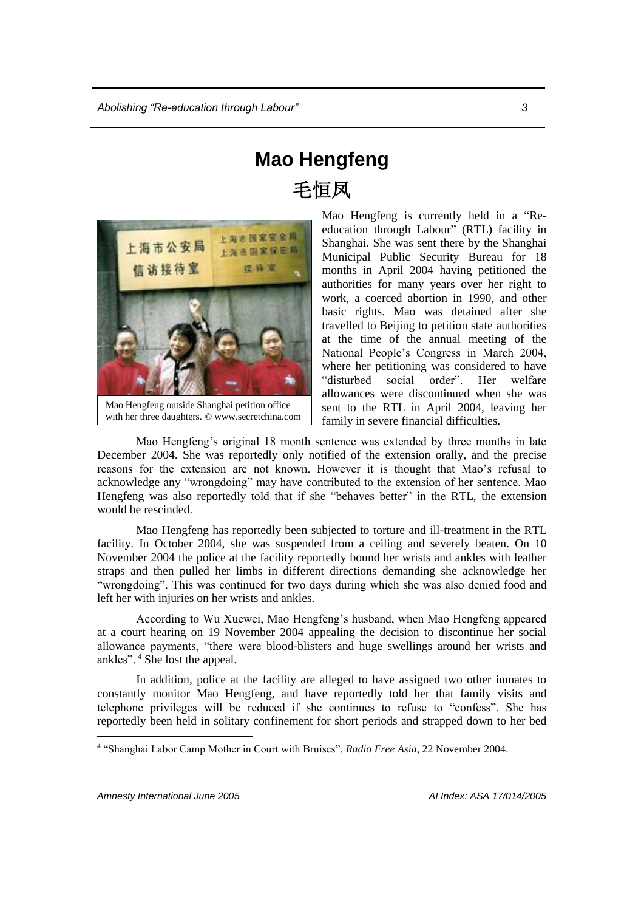# Mao Hengfeng

# 毛恒凤

Mao Hengfeng outside Shanghai petition office with her three daughters. © www.secretchina.com

Mao Hengfeng is currently held in a "Re-education through Labour" (RTL) facility in Shanghai. She was sent there by the Shanghai Municipal Public Security Bureau for 18 months in April 2004 having petitioned the authorities for many years over her right to work, a coerced abortion in 1990, and other basic rights. Mao was detained after she travelled to Beijing to petition state authorities at the time of the annual meeting of the National People's Congress in March 2004, where her petitioning was considered to have "disturbed social order". Her welfare allowances were discontinued when she was sent to the RTL in April 2004, leaving her family in severe financial difficulties.

Mao Hengfeng's original 18 month sentence was extended by three months in late December 2004. She was reportedly only notified of the extension orally, and the precise reasons for the extension are not known. However it is thought that Mao's refusal to acknowledge any "wrongdoing" may have contributed to the extension of her sentence. Mao Hengfeng was also reportedly told that if she "behaves better" in the RTL, the extension would be rescinded.

Mao Hengfeng has reportedly been subjected to torture and ill-treatment in the RTL facility. In October 2004, she was suspended from a ceiling and severely beaten. On 10 November 2004 the police at the facility reportedly bound her wrists and ankles with leather straps and then pulled her limbs in different directions demanding she acknowledge her "wrongdoing". This was continued for two days during which she was also denied food and left her with injuries on her wrists and ankles.

According to Wu Xuewei, Mao Hengfeng's husband, when Mao Hengfeng appeared at a court hearing on 19 November 2004 appealing the decision to discontinue her social allowance payments, "there were blood-blisters and huge swellings around her wrists and ankles".[4] She lost the appeal.

In addition, police at the facility are alleged to have assigned two other inmates to constantly monitor Mao Hengfeng, and have reportedly told her that family visits and telephone privileges will be reduced if she continues to refuse to "confess". She has reportedly been held in solitary confinement for short periods and strapped down to her bed

[4] "Shanghai Labor Camp Mother in Court with Bruises", *Radio Free Asia*, 22 November 2004.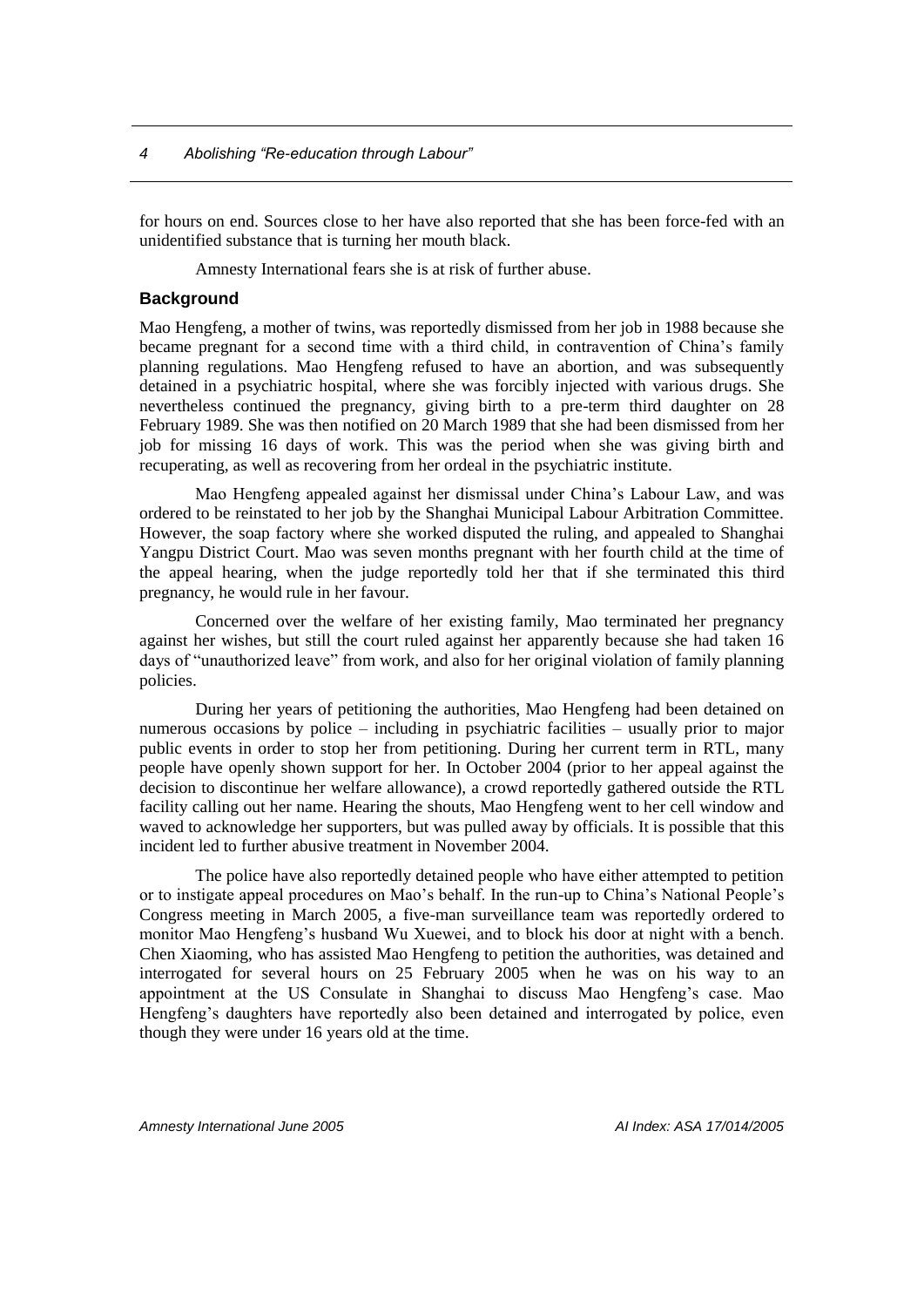for hours on end. Sources close to her have also reported that she has been force-fed with an unidentified substance that is turning her mouth black.

Amnesty International fears she is at risk of further abuse.

### Background

Mao Hengfeng, a mother of twins, was reportedly dismissed from her job in 1988 because she became pregnant for a second time with a third child, in contravention of China's family planning regulations. Mao Hengfeng refused to have an abortion, and was subsequently detained in a psychiatric hospital, where she was forcibly injected with various drugs. She nevertheless continued the pregnancy, giving birth to a pre-term third daughter on 28 February 1989. She was then notified on 20 March 1989 that she had been dismissed from her job for missing 16 days of work. This was the period when she was giving birth and recuperating, as well as recovering from her ordeal in the psychiatric institute.

Mao Hengfeng appealed against her dismissal under China's Labour Law, and was ordered to be reinstated to her job by the Shanghai Municipal Labour Arbitration Committee. However, the soap factory where she worked disputed the ruling, and appealed to Shanghai Yangpu District Court. Mao was seven months pregnant with her fourth child at the time of the appeal hearing, when the judge reportedly told her that if she terminated this third pregnancy, he would rule in her favour.

Concerned over the welfare of her existing family, Mao terminated her pregnancy against her wishes, but still the court ruled against her apparently because she had taken 16 days of "unauthorized leave" from work, and also for her original violation of family planning policies.

During her years of petitioning the authorities, Mao Hengfeng had been detained on numerous occasions by police – including in psychiatric facilities – usually prior to major public events in order to stop her from petitioning. During her current term in RTL, many people have openly shown support for her. In October 2004 (prior to her appeal against the decision to discontinue her welfare allowance), a crowd reportedly gathered outside the RTL facility calling out her name. Hearing the shouts, Mao Hengfeng went to her cell window and waved to acknowledge her supporters, but was pulled away by officials. It is possible that this incident led to further abusive treatment in November 2004.

The police have also reportedly detained people who have either attempted to petition or to instigate appeal procedures on Mao's behalf. In the run-up to China's National People's Congress meeting in March 2005, a five-man surveillance team was reportedly ordered to monitor Mao Hengfeng's husband Wu Xuewei, and to block his door at night with a bench. Chen Xiaoming, who has assisted Mao Hengfeng to petition the authorities, was detained and interrogated for several hours on 25 February 2005 when he was on his way to an appointment at the US Consulate in Shanghai to discuss Mao Hengfeng's case. Mao Hengfeng's daughters have reportedly also been detained and interrogated by police, even though they were under 16 years old at the time.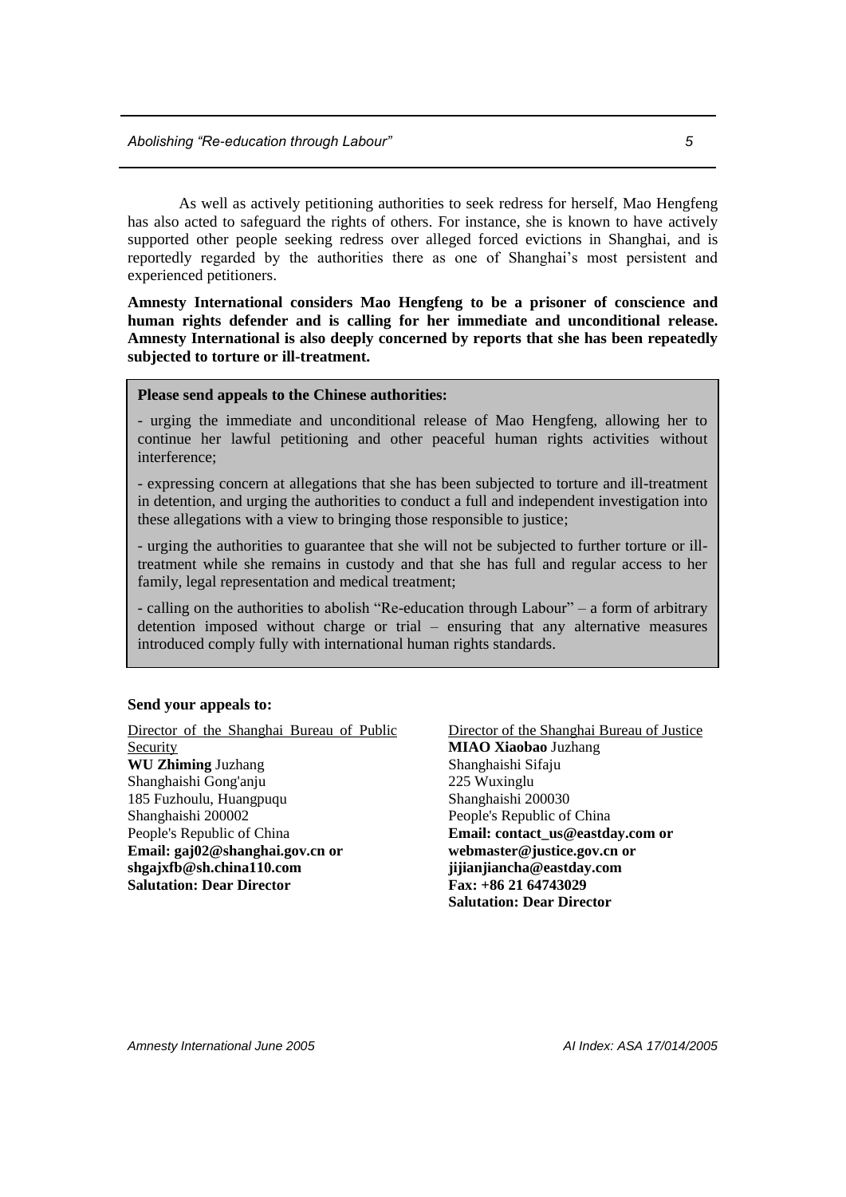As well as actively petitioning authorities to seek redress for herself, Mao Hengfeng has also acted to safeguard the rights of others. For instance, she is known to have actively supported other people seeking redress over alleged forced evictions in Shanghai, and is reportedly regarded by the authorities there as one of Shanghai's most persistent and experienced petitioners.

**Amnesty International considers Mao Hengfeng to be a prisoner of conscience and human rights defender and is calling for her immediate and unconditional release. Amnesty International is also deeply concerned by reports that she has been repeatedly subjected to torture or ill-treatment.**

**Please send appeals to the Chinese authorities:**

- urging the immediate and unconditional release of Mao Hengfeng, allowing her to continue her lawful petitioning and other peaceful human rights activities without interference;

- expressing concern at allegations that she has been subjected to torture and ill-treatment in detention, and urging the authorities to conduct a full and independent investigation into these allegations with a view to bringing those responsible to justice;

- urging the authorities to guarantee that she will not be subjected to further torture or ill-treatment while she remains in custody and that she has full and regular access to her family, legal representation and medical treatment;

- calling on the authorities to abolish "Re-education through Labour" – a form of arbitrary detention imposed without charge or trial – ensuring that any alternative measures introduced comply fully with international human rights standards.

**Send your appeals to:**

Director of the Shanghai Bureau of Public Security
**WU Zhiming** Juzhang
Shanghaishi Gong'anju
185 Fuzhoulu, Huangpuqu
Shanghaishi 200002
People's Republic of China
**Email: gaj02@shanghai.gov.cn or shgajxfb@sh.china110.com**
**Salutation: Dear Director**

Director of the Shanghai Bureau of Justice
**MIAO Xiaobao** Juzhang
Shanghaishi Sifaju
225 Wuxinglu
Shanghaishi 200030
People's Republic of China
**Email: contact_us@eastday.com or webmaster@justice.gov.cn or jijianjiancha@eastday.com**
**Fax: +86 21 64743029**
**Salutation: Dear Director**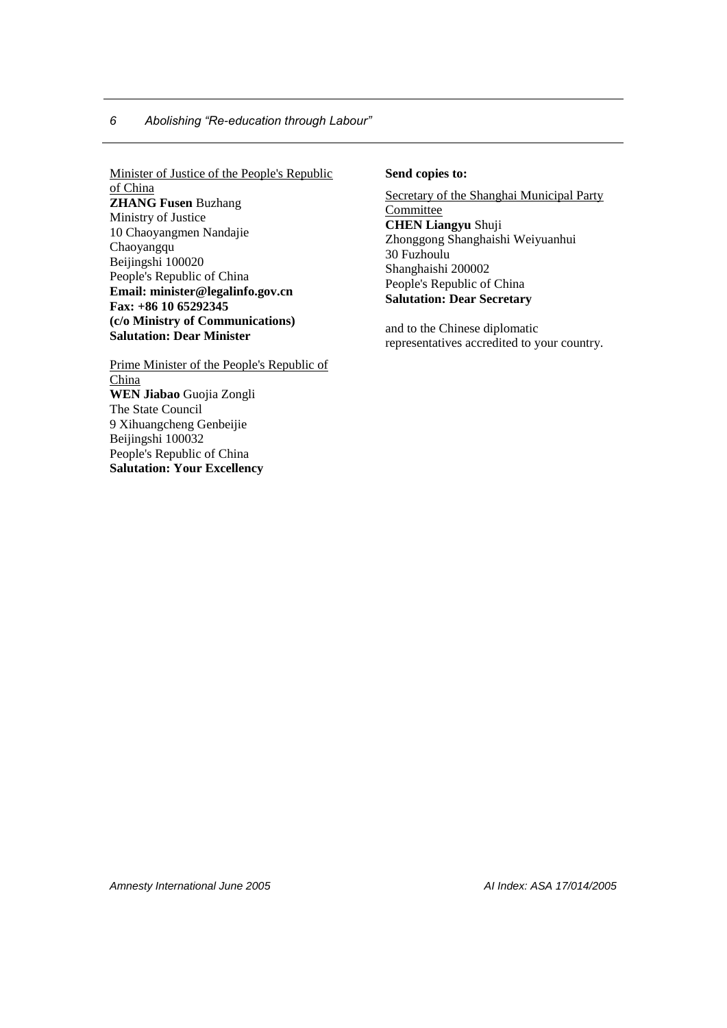Minister of Justice of the People's Republic of China
**ZHANG Fusen** Buzhang
Ministry of Justice
10 Chaoyangmen Nandajie
Chaoyangqu
Beijingshi 100020
People's Republic of China
**Email: minister@legalinfo.gov.cn**
**Fax: +86 10 65292345**
**(c/o Ministry of Communications)**
**Salutation: Dear Minister**

Prime Minister of the People's Republic of China
**WEN Jiabao** Guojia Zongli
The State Council
9 Xihuangcheng Genbeijie
Beijingshi 100032
People's Republic of China
**Salutation: Your Excellency**

**Send copies to:**

Secretary of the Shanghai Municipal Party Committee
**CHEN Liangyu** Shuji
Zhonggong Shanghaishi Weiyuanhui
30 Fuzhoulu
Shanghaishi 200002
People's Republic of China
**Salutation: Dear Secretary**

and to the Chinese diplomatic representatives accredited to your country.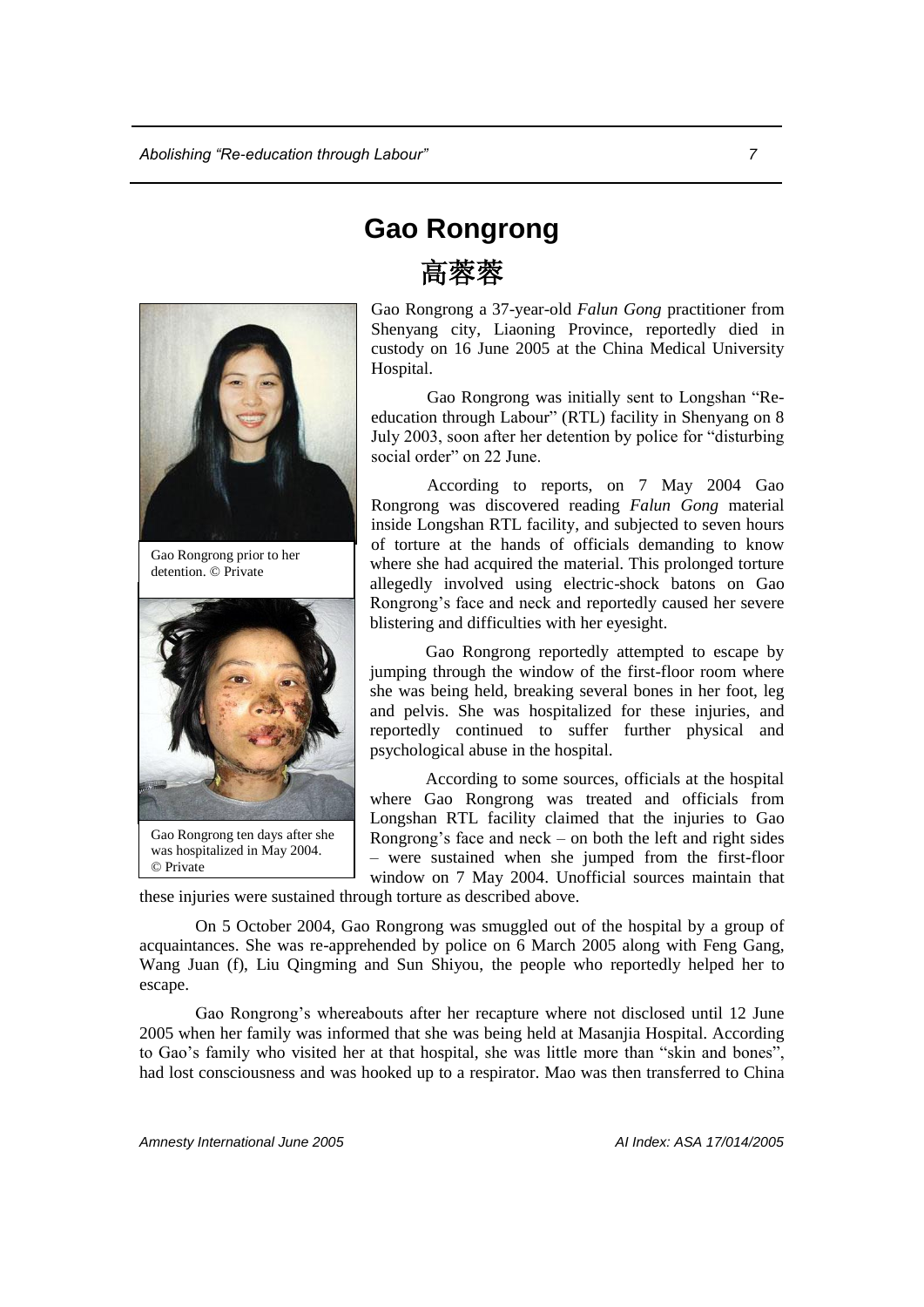# Gao Rongrong

# 高蓉蓉

Gao Rongrong prior to her detention. © Private

Gao Rongrong ten days after she was hospitalized in May 2004. © Private

Gao Rongrong a 37-year-old *Falun Gong* practitioner from Shenyang city, Liaoning Province, reportedly died in custody on 16 June 2005 at the China Medical University Hospital.

Gao Rongrong was initially sent to Longshan "Re-education through Labour" (RTL) facility in Shenyang on 8 July 2003, soon after her detention by police for "disturbing social order" on 22 June.

According to reports, on 7 May 2004 Gao Rongrong was discovered reading *Falun Gong* material inside Longshan RTL facility, and subjected to seven hours of torture at the hands of officials demanding to know where she had acquired the material. This prolonged torture allegedly involved using electric-shock batons on Gao Rongrong's face and neck and reportedly caused her severe blistering and difficulties with her eyesight.

Gao Rongrong reportedly attempted to escape by jumping through the window of the first-floor room where she was being held, breaking several bones in her foot, leg and pelvis. She was hospitalized for these injuries, and reportedly continued to suffer further physical and psychological abuse in the hospital.

According to some sources, officials at the hospital where Gao Rongrong was treated and officials from Longshan RTL facility claimed that the injuries to Gao Rongrong's face and neck – on both the left and right sides – were sustained when she jumped from the first-floor window on 7 May 2004. Unofficial sources maintain that these injuries were sustained through torture as described above.

On 5 October 2004, Gao Rongrong was smuggled out of the hospital by a group of acquaintances. She was re-apprehended by police on 6 March 2005 along with Feng Gang, Wang Juan (f), Liu Qingming and Sun Shiyou, the people who reportedly helped her to escape.

Gao Rongrong's whereabouts after her recapture where not disclosed until 12 June 2005 when her family was informed that she was being held at Masanjia Hospital. According to Gao's family who visited her at that hospital, she was little more than "skin and bones", had lost consciousness and was hooked up to a respirator. Mao was then transferred to China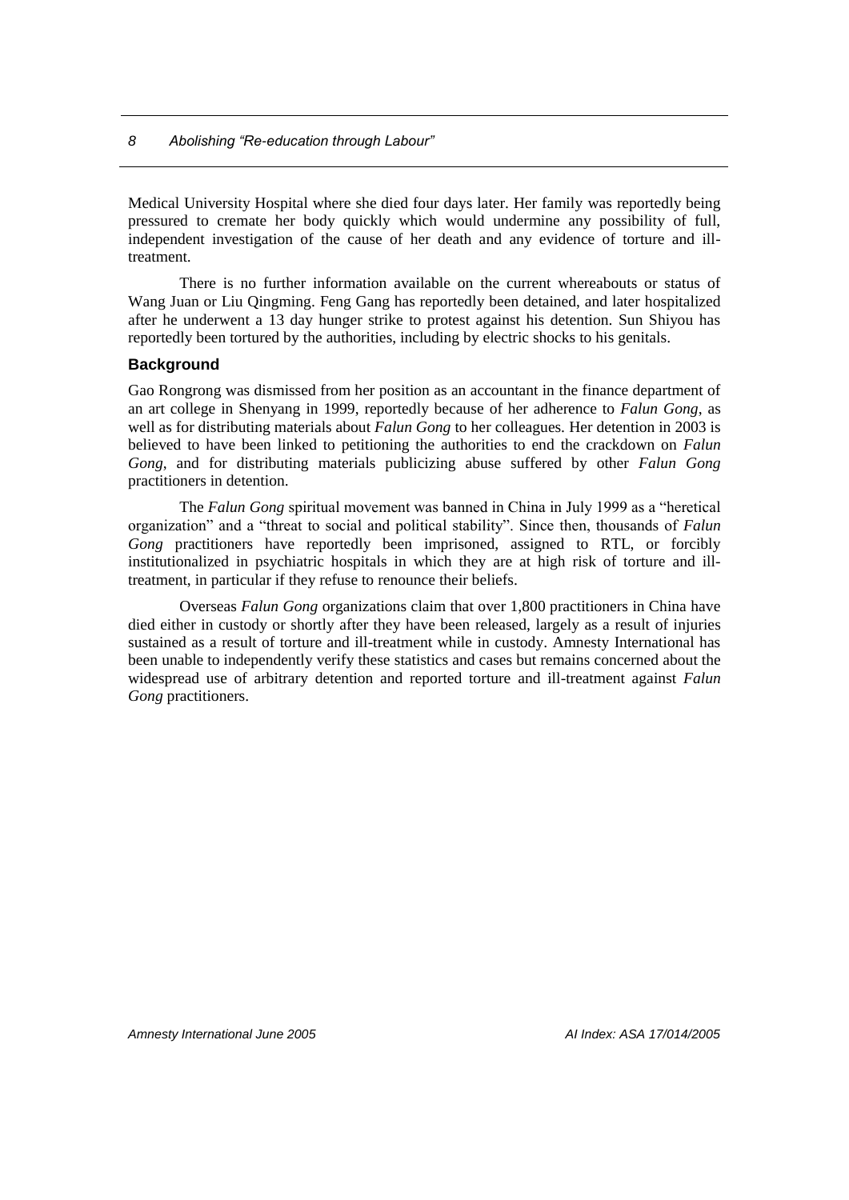Medical University Hospital where she died four days later. Her family was reportedly being pressured to cremate her body quickly which would undermine any possibility of full, independent investigation of the cause of her death and any evidence of torture and ill-treatment.

There is no further information available on the current whereabouts or status of Wang Juan or Liu Qingming. Feng Gang has reportedly been detained, and later hospitalized after he underwent a 13 day hunger strike to protest against his detention. Sun Shiyou has reportedly been tortured by the authorities, including by electric shocks to his genitals.

### Background

Gao Rongrong was dismissed from her position as an accountant in the finance department of an art college in Shenyang in 1999, reportedly because of her adherence to *Falun Gong*, as well as for distributing materials about *Falun Gong* to her colleagues. Her detention in 2003 is believed to have been linked to petitioning the authorities to end the crackdown on *Falun Gong*, and for distributing materials publicizing abuse suffered by other *Falun Gong* practitioners in detention.

The *Falun Gong* spiritual movement was banned in China in July 1999 as a "heretical organization" and a "threat to social and political stability". Since then, thousands of *Falun Gong* practitioners have reportedly been imprisoned, assigned to RTL, or forcibly institutionalized in psychiatric hospitals in which they are at high risk of torture and ill-treatment, in particular if they refuse to renounce their beliefs.

Overseas *Falun Gong* organizations claim that over 1,800 practitioners in China have died either in custody or shortly after they have been released, largely as a result of injuries sustained as a result of torture and ill-treatment while in custody. Amnesty International has been unable to independently verify these statistics and cases but remains concerned about the widespread use of arbitrary detention and reported torture and ill-treatment against *Falun Gong* practitioners.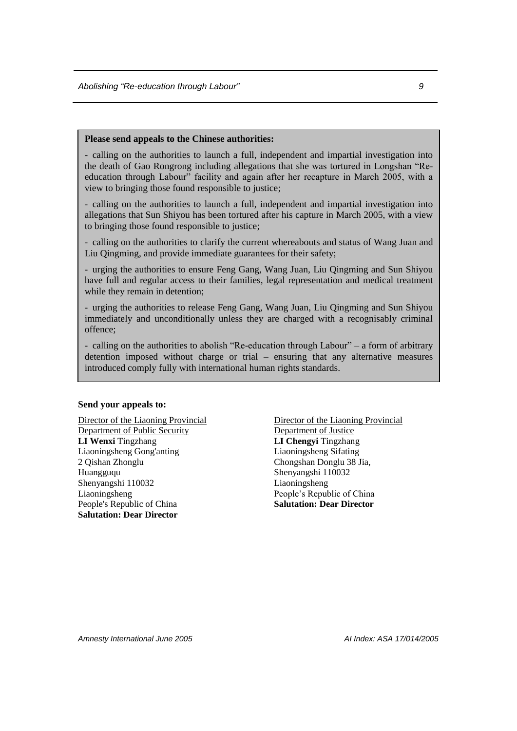**Please send appeals to the Chinese authorities:**

- calling on the authorities to launch a full, independent and impartial investigation into the death of Gao Rongrong including allegations that she was tortured in Longshan "Re-education through Labour" facility and again after her recapture in March 2005, with a view to bringing those found responsible to justice;

- calling on the authorities to launch a full, independent and impartial investigation into allegations that Sun Shiyou has been tortured after his capture in March 2005, with a view to bringing those found responsible to justice;

- calling on the authorities to clarify the current whereabouts and status of Wang Juan and Liu Qingming, and provide immediate guarantees for their safety;

- urging the authorities to ensure Feng Gang, Wang Juan, Liu Qingming and Sun Shiyou have full and regular access to their families, legal representation and medical treatment while they remain in detention;

- urging the authorities to release Feng Gang, Wang Juan, Liu Qingming and Sun Shiyou immediately and unconditionally unless they are charged with a recognisably criminal offence;

- calling on the authorities to abolish "Re-education through Labour" – a form of arbitrary detention imposed without charge or trial – ensuring that any alternative measures introduced comply fully with international human rights standards.

**Send your appeals to:**

Director of the Liaoning Provincial Department of Public Security
**LI Wenxi** Tingzhang
Liaoningsheng Gong'anting
2 Qishan Zhonglu
Huangguqu
Shenyangshi 110032
Liaoningsheng
People's Republic of China
**Salutation: Dear Director**

Director of the Liaoning Provincial Department of Justice
**LI Chengyi** Tingzhang
Liaoningsheng Sifating
Chongshan Donglu 38 Jia,
Shenyangshi 110032
Liaoningsheng
People's Republic of China
**Salutation: Dear Director**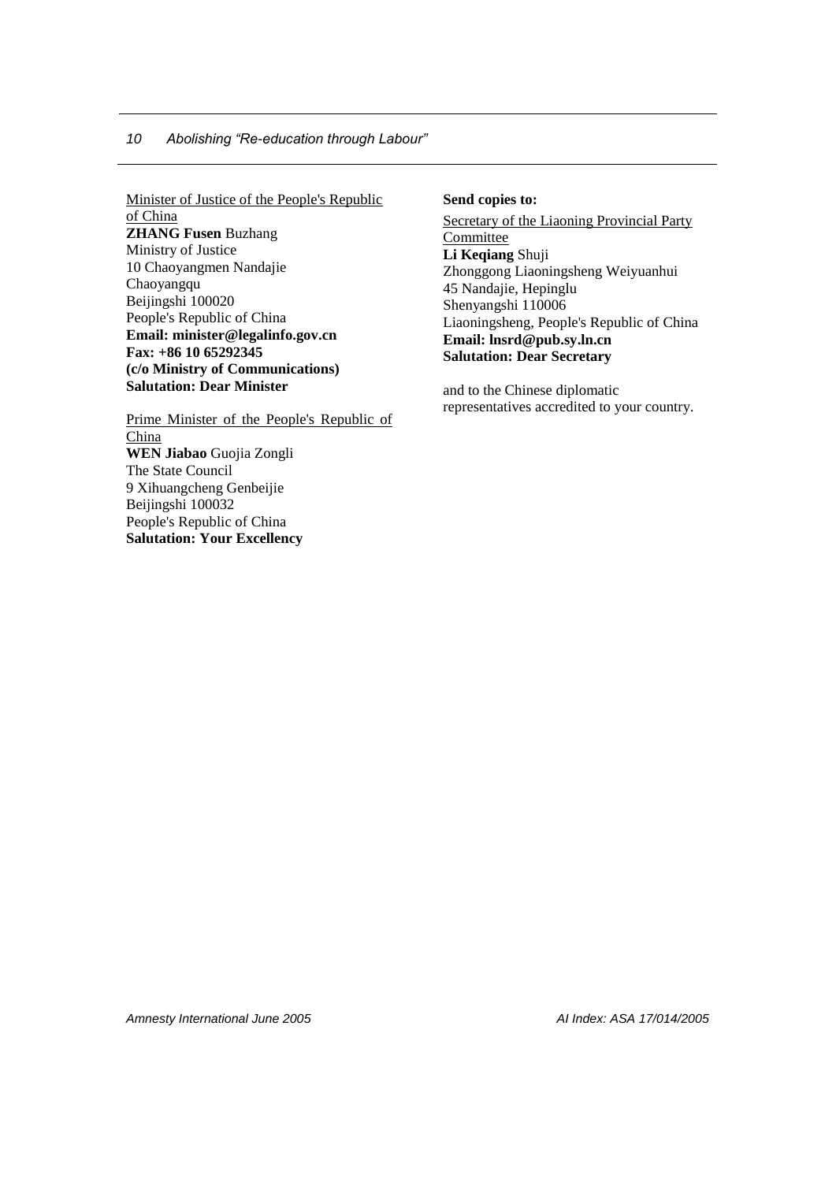<u>Minister of Justice of the People's Republic of China</u>
**ZHANG Fusen** Buzhang
Ministry of Justice
10 Chaoyangmen Nandajie
Chaoyangqu
Beijingshi 100020
People's Republic of China
**Email: minister@legalinfo.gov.cn**
**Fax: +86 10 65292345**
**(c/o Ministry of Communications)**
**Salutation: Dear Minister**

<u>Prime Minister of the People's Republic of China</u>
**WEN Jiabao** Guojia Zongli
The State Council
9 Xihuangcheng Genbeijie
Beijingshi 100032
People's Republic of China
**Salutation: Your Excellency**

**Send copies to:**

<u>Secretary of the Liaoning Provincial Party Committee</u>
**Li Keqiang** Shuji
Zhonggong Liaoningsheng Weiyuanhui
45 Nandajie, Hepinglu
Shenyangshi 110006
Liaoningsheng, People's Republic of China
**Email: lnsrd@pub.sy.ln.cn**
**Salutation: Dear Secretary**

and to the Chinese diplomatic representatives accredited to your country.